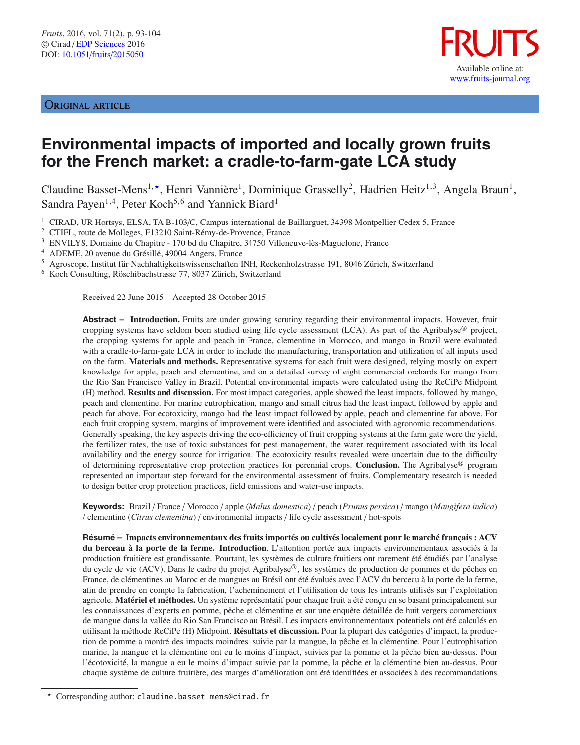Original article

# Environmental impacts of imported and locally grown fruits for the French market: a cradle-to-farm-gate LCA study

Claudine Basset-Mens[1,*], Henri Vannière[1], Dominique Grasselly[2], Hadrien Heitz[1,3], Angela Braun[1], Sandra Payen[1,4], Peter Koch[5,6] and Yannick Biard[1]

[1] CIRAD, UR Hortsys, ELSA, TA B-103/C, Campus international de Baillarguet, 34398 Montpellier Cedex 5, France
[2] CTIFL, route de Molleges, F13210 Saint-Rémy-de-Provence, France
[3] ENVILYS, Domaine du Chapitre - 170 bd du Chapitre, 34750 Villeneuve-lès-Maguelone, France
[4] ADEME, 20 avenue du Grésillé, 49004 Angers, France
[5] Agroscope, Institut für Nachhaltigkeitswissenschaften INH, Reckenholzstrasse 191, 8046 Zürich, Switzerland
[6] Koch Consulting, Röschibachstrasse 77, 8037 Zürich, Switzerland

Received 22 June 2015 – Accepted 28 October 2015

**Abstract – Introduction.** Fruits are under growing scrutiny regarding their environmental impacts. However, fruit cropping systems have seldom been studied using life cycle assessment (LCA). As part of the Agribalyse® project, the cropping systems for apple and peach in France, clementine in Morocco, and mango in Brazil were evaluated with a cradle-to-farm-gate LCA in order to include the manufacturing, transportation and utilization of all inputs used on the farm. **Materials and methods.** Representative systems for each fruit were designed, relying mostly on expert knowledge for apple, peach and clementine, and on a detailed survey of eight commercial orchards for mango from the Rio San Francisco Valley in Brazil. Potential environmental impacts were calculated using the ReCiPe Midpoint (H) method. **Results and discussion.** For most impact categories, apple showed the least impacts, followed by mango, peach and clementine. For marine eutrophication, mango and small citrus had the least impact, followed by apple and peach far above. For ecotoxicity, mango had the least impact followed by apple, peach and clementine far above. For each fruit cropping system, margins of improvement were identified and associated with agronomic recommendations. Generally speaking, the key aspects driving the eco-efficiency of fruit cropping systems at the farm gate were the yield, the fertilizer rates, the use of toxic substances for pest management, the water requirement associated with its local availability and the energy source for irrigation. The ecotoxicity results revealed were uncertain due to the difficulty of determining representative crop protection practices for perennial crops. **Conclusion.** The Agribalyse® program represented an important step forward for the environmental assessment of fruits. Complementary research is needed to design better crop protection practices, field emissions and water-use impacts.

**Keywords:** Brazil / France / Morocco / apple (*Malus domestica*) / peach (*Prunus persica*) / mango (*Mangifera indica*) / clementine (*Citrus clementina*) / environmental impacts / life cycle assessment / hot-spots

**Résumé – Impacts environnementaux des fruits importés ou cultivés localement pour le marché français : ACV du berceau à la porte de la ferme. Introduction**. L'attention portée aux impacts environnementaux associés à la production fruitière est grandissante. Pourtant, les systèmes de culture fruitiers ont rarement été étudiés par l'analyse du cycle de vie (ACV). Dans le cadre du projet Agribalyse®, les systèmes de production de pommes et de pêches en France, de clémentines au Maroc et de mangues au Brésil ont été évalués avec l'ACV du berceau à la porte de la ferme, afin de prendre en compte la fabrication, l'acheminement et l'utilisation de tous les intrants utilisés sur l'exploitation agricole. **Matériel et méthodes.** Un système représentatif pour chaque fruit a été conçu en se basant principalement sur les connaissances d'experts en pomme, pêche et clémentine et sur une enquête détaillée de huit vergers commerciaux de mangue dans la vallée du Rio San Francisco au Brésil. Les impacts environnementaux potentiels ont été calculés en utilisant la méthode ReCiPe (H) Midpoint. **Résultats et discussion.** Pour la plupart des catégories d'impact, la production de pomme a montré des impacts moindres, suivie par la mangue, la pêche et la clémentine. Pour l'eutrophisation marine, la mangue et la clémentine ont eu le moins d'impact, suivies par la pomme et la pêche bien au-dessus. Pour l'écotoxicité, la mangue a eu le moins d'impact suivie par la pomme, la pêche et la clémentine bien au-dessus. Pour chaque système de culture fruitière, des marges d'amélioration ont été identifiées et associées à des recommandations

* Corresponding author: claudine.basset-mens@cirad.fr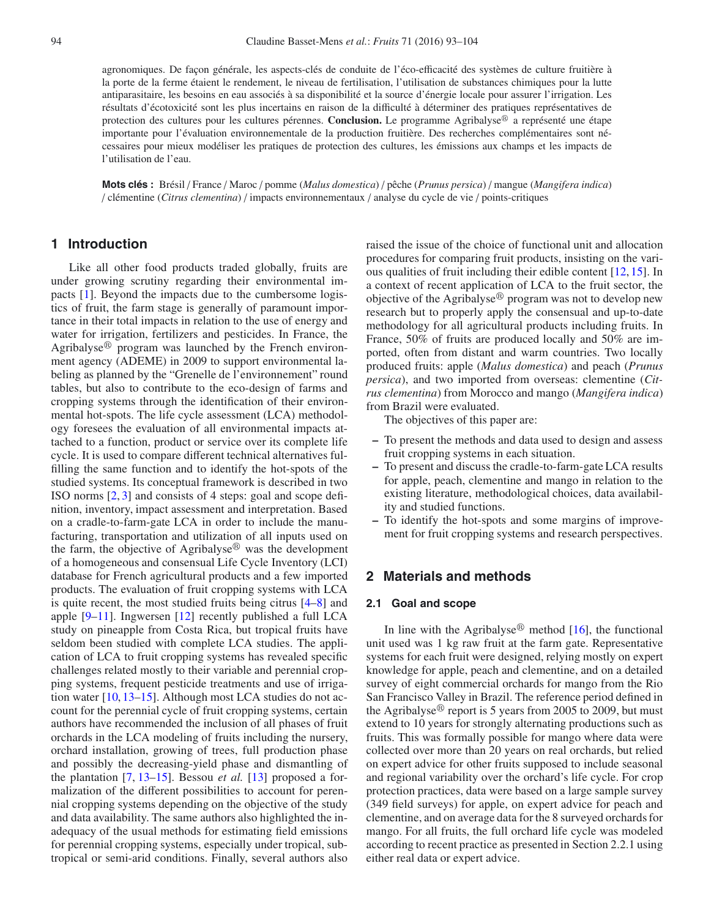agronomiques. De façon générale, les aspects-clés de conduite de l'éco-efficacité des systèmes de culture fruitière à la porte de la ferme étaient le rendement, le niveau de fertilisation, l'utilisation de substances chimiques pour la lutte antiparasitaire, les besoins en eau associés à sa disponibilité et la source d'énergie locale pour assurer l'irrigation. Les résultats d'écotoxicité sont les plus incertains en raison de la difficulté à déterminer des pratiques représentatives de protection des cultures pour les cultures pérennes. **Conclusion.** Le programme Agribalyse® a représenté une étape importante pour l'évaluation environnementale de la production fruitière. Des recherches complémentaires sont nécessaires pour mieux modéliser les pratiques de protection des cultures, les émissions aux champs et les impacts de l'utilisation de l'eau.

**Mots clés :** Brésil / France / Maroc / pomme (*Malus domestica*) / pêche (*Prunus persica*) / mangue (*Mangifera indica*) / clémentine (*Citrus clementina*) / impacts environnementaux / analyse du cycle de vie / points-critiques

## 1 Introduction

Like all other food products traded globally, fruits are under growing scrutiny regarding their environmental impacts [1]. Beyond the impacts due to the cumbersome logistics of fruit, the farm stage is generally of paramount importance in their total impacts in relation to the use of energy and water for irrigation, fertilizers and pesticides. In France, the Agribalyse® program was launched by the French environment agency (ADEME) in 2009 to support environmental labeling as planned by the "Grenelle de l'environnement" round tables, but also to contribute to the eco-design of farms and cropping systems through the identification of their environmental hot-spots. The life cycle assessment (LCA) methodology foresees the evaluation of all environmental impacts attached to a function, product or service over its complete life cycle. It is used to compare different technical alternatives fulfilling the same function and to identify the hot-spots of the studied systems. Its conceptual framework is described in two ISO norms [2, 3] and consists of 4 steps: goal and scope definition, inventory, impact assessment and interpretation. Based on a cradle-to-farm-gate LCA in order to include the manufacturing, transportation and utilization of all inputs used on the farm, the objective of Agribalyse® was the development of a homogeneous and consensual Life Cycle Inventory (LCI) database for French agricultural products and a few imported products. The evaluation of fruit cropping systems with LCA is quite recent, the most studied fruits being citrus [4–8] and apple [9–11]. Ingwersen [12] recently published a full LCA study on pineapple from Costa Rica, but tropical fruits have seldom been studied with complete LCA studies. The application of LCA to fruit cropping systems has revealed specific challenges related mostly to their variable and perennial cropping systems, frequent pesticide treatments and use of irrigation water [10, 13–15]. Although most LCA studies do not account for the perennial cycle of fruit cropping systems, certain authors have recommended the inclusion of all phases of fruit orchards in the LCA modeling of fruits including the nursery, orchard installation, growing of trees, full production phase and possibly the decreasing-yield phase and dismantling of the plantation [7, 13–15]. Bessou *et al.* [13] proposed a formalization of the different possibilities to account for perennial cropping systems depending on the objective of the study and data availability. The same authors also highlighted the inadequacy of the usual methods for estimating field emissions for perennial cropping systems, especially under tropical, subtropical or semi-arid conditions. Finally, several authors also raised the issue of the choice of functional unit and allocation procedures for comparing fruit products, insisting on the various qualities of fruit including their edible content [12, 15]. In a context of recent application of LCA to the fruit sector, the objective of the Agribalyse® program was not to develop new research but to properly apply the consensual and up-to-date methodology for all agricultural products including fruits. In France, 50% of fruits are produced locally and 50% are imported, often from distant and warm countries. Two locally produced fruits: apple (*Malus domestica*) and peach (*Prunus persica*), and two imported from overseas: clementine (*Citrus clementina*) from Morocco and mango (*Mangifera indica*) from Brazil were evaluated.

The objectives of this paper are:

– To present the methods and data used to design and assess fruit cropping systems in each situation.
– To present and discuss the cradle-to-farm-gate LCA results for apple, peach, clementine and mango in relation to the existing literature, methodological choices, data availability and studied functions.
– To identify the hot-spots and some margins of improvement for fruit cropping systems and research perspectives.

## 2 Materials and methods

### 2.1 Goal and scope

In line with the Agribalyse® method [16], the functional unit used was 1 kg raw fruit at the farm gate. Representative systems for each fruit were designed, relying mostly on expert knowledge for apple, peach and clementine, and on a detailed survey of eight commercial orchards for mango from the Rio San Francisco Valley in Brazil. The reference period defined in the Agribalyse® report is 5 years from 2005 to 2009, but must extend to 10 years for strongly alternating productions such as fruits. This was formally possible for mango where data were collected over more than 20 years on real orchards, but relied on expert advice for other fruits supposed to include seasonal and regional variability over the orchard's life cycle. For crop protection practices, data were based on a large sample survey (349 field surveys) for apple, on expert advice for peach and clementine, and on average data for the 8 surveyed orchards for mango. For all fruits, the full orchard life cycle was modeled according to recent practice as presented in Section 2.2.1 using either real data or expert advice.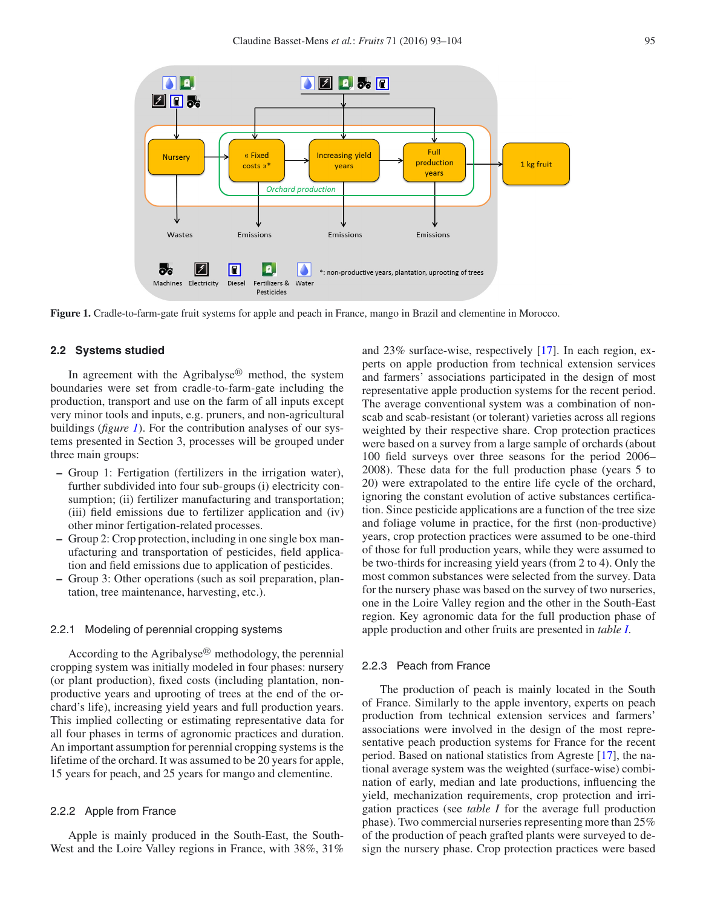**Figure 1.** Cradle-to-farm-gate fruit systems for apple and peach in France, mango in Brazil and clementine in Morocco.

### 2.2 Systems studied

In agreement with the Agribalyse® method, the system boundaries were set from cradle-to-farm-gate including the production, transport and use on the farm of all inputs except very minor tools and inputs, e.g. pruners, and non-agricultural buildings (*figure 1*). For the contribution analyses of our systems presented in Section 3, processes will be grouped under three main groups:

- Group 1: Fertigation (fertilizers in the irrigation water), further subdivided into four sub-groups (i) electricity consumption; (ii) fertilizer manufacturing and transportation; (iii) field emissions due to fertilizer application and (iv) other minor fertigation-related processes.
- Group 2: Crop protection, including in one single box manufacturing and transportation of pesticides, field application and field emissions due to application of pesticides.
- Group 3: Other operations (such as soil preparation, plantation, tree maintenance, harvesting, etc.).

#### 2.2.1 Modeling of perennial cropping systems

According to the Agribalyse® methodology, the perennial cropping system was initially modeled in four phases: nursery (or plant production), fixed costs (including plantation, non-productive years and uprooting of trees at the end of the orchard's life), increasing yield years and full production years. This implied collecting or estimating representative data for all four phases in terms of agronomic practices and duration. An important assumption for perennial cropping systems is the lifetime of the orchard. It was assumed to be 20 years for apple, 15 years for peach, and 25 years for mango and clementine.

#### 2.2.2 Apple from France

Apple is mainly produced in the South-East, the South-West and the Loire Valley regions in France, with 38%, 31% and 23% surface-wise, respectively [17]. In each region, experts on apple production from technical extension services and farmers' associations participated in the design of most representative apple production systems for the recent period. The average conventional system was a combination of non-scab and scab-resistant (or tolerant) varieties across all regions weighted by their respective share. Crop protection practices were based on a survey from a large sample of orchards (about 100 field surveys over three seasons for the period 2006–2008). These data for the full production phase (years 5 to 20) were extrapolated to the entire life cycle of the orchard, ignoring the constant evolution of active substances certification. Since pesticide applications are a function of the tree size and foliage volume in practice, for the first (non-productive) years, crop protection practices were assumed to be one-third of those for full production years, while they were assumed to be two-thirds for increasing yield years (from 2 to 4). Only the most common substances were selected from the survey. Data for the nursery phase was based on the survey of two nurseries, one in the Loire Valley region and the other in the South-East region. Key agronomic data for the full production phase of apple production and other fruits are presented in *table I*.

#### 2.2.3 Peach from France

The production of peach is mainly located in the South of France. Similarly to the apple inventory, experts on peach production from technical extension services and farmers' associations were involved in the design of the most representative peach production systems for France for the recent period. Based on national statistics from Agreste [17], the national average system was the weighted (surface-wise) combination of early, median and late productions, influencing the yield, mechanization requirements, crop protection and irrigation practices (see *table I* for the average full production phase). Two commercial nurseries representing more than 25% of the production of peach grafted plants were surveyed to design the nursery phase. Crop protection practices were based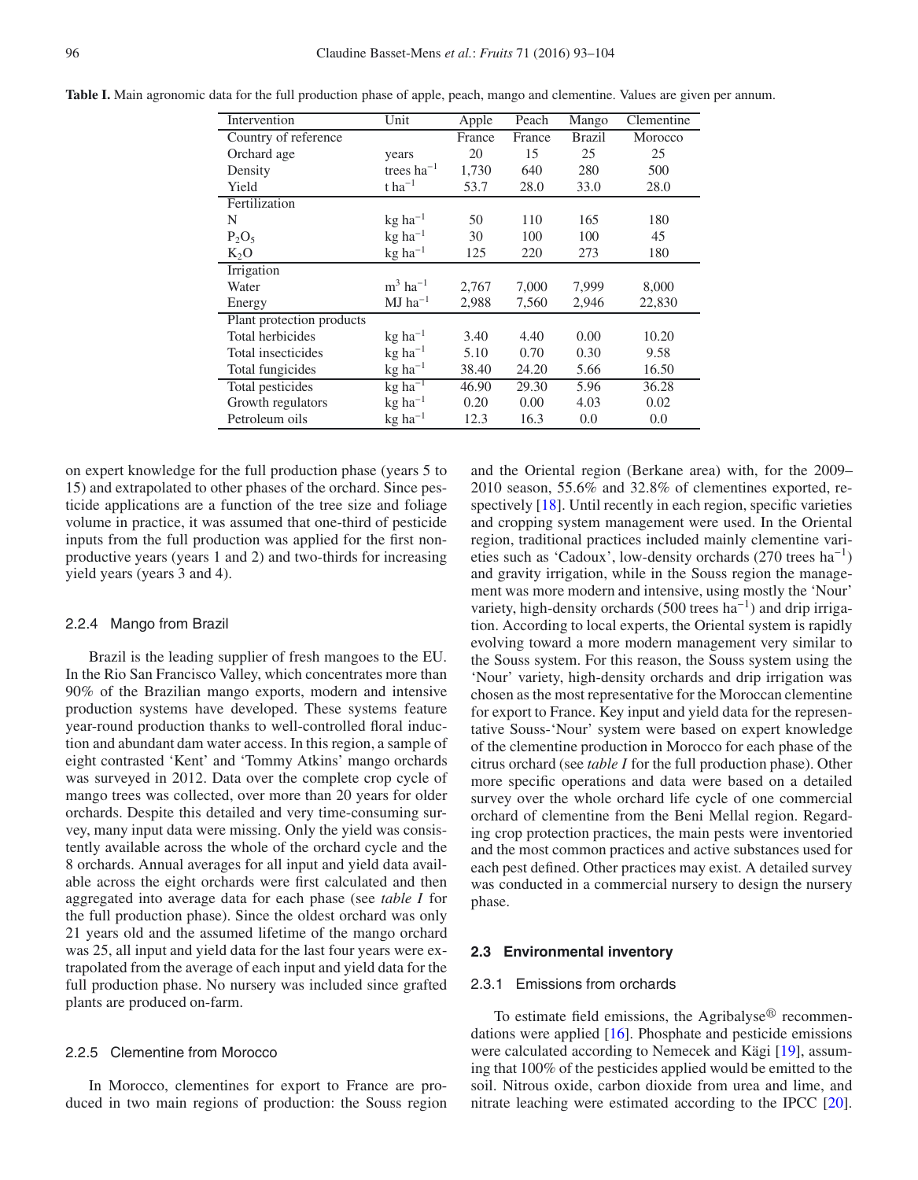**Table I.** Main agronomic data for the full production phase of apple, peach, mango and clementine. Values are given per annum.

| Intervention | Unit | Apple | Peach | Mango | Clementine |
|---|---|---|---|---|---|
| Country of reference | | France | France | Brazil | Morocco |
| Orchard age | years | 20 | 15 | 25 | 25 |
| Density | trees $ha^{-1}$ | 1,730 | 640 | 280 | 500 |
| Yield | t $ha^{-1}$ | 53.7 | 28.0 | 33.0 | 28.0 |
| Fertilization | | | | | |
| N | kg $ha^{-1}$ | 50 | 110 | 165 | 180 |
| $P_2O_5$ | kg $ha^{-1}$ | 30 | 100 | 100 | 45 |
| $K_2O$ | kg $ha^{-1}$ | 125 | 220 | 273 | 180 |
| Irrigation | | | | | |
| Water | $m^3$ $ha^{-1}$ | 2,767 | 7,000 | 7,999 | 8,000 |
| Energy | MJ $ha^{-1}$ | 2,988 | 7,560 | 2,946 | 22,830 |
| Plant protection products | | | | | |
| Total herbicides | kg $ha^{-1}$ | 3.40 | 4.40 | 0.00 | 10.20 |
| Total insecticides | kg $ha^{-1}$ | 5.10 | 0.70 | 0.30 | 9.58 |
| Total fungicides | kg $ha^{-1}$ | 38.40 | 24.20 | 5.66 | 16.50 |
| Total pesticides | kg $ha^{-1}$ | 46.90 | 29.30 | 5.96 | 36.28 |
| Growth regulators | kg $ha^{-1}$ | 0.20 | 0.00 | 4.03 | 0.02 |
| Petroleum oils | kg $ha^{-1}$ | 12.3 | 16.3 | 0.0 | 0.0 |

on expert knowledge for the full production phase (years 5 to 15) and extrapolated to other phases of the orchard. Since pesticide applications are a function of the tree size and foliage volume in practice, it was assumed that one-third of pesticide inputs from the full production was applied for the first non-productive years (years 1 and 2) and two-thirds for increasing yield years (years 3 and 4).

### 2.2.4 Mango from Brazil

Brazil is the leading supplier of fresh mangoes to the EU. In the Rio San Francisco Valley, which concentrates more than 90% of the Brazilian mango exports, modern and intensive production systems have developed. These systems feature year-round production thanks to well-controlled floral induction and abundant dam water access. In this region, a sample of eight contrasted 'Kent' and 'Tommy Atkins' mango orchards was surveyed in 2012. Data over the complete crop cycle of mango trees was collected, over more than 20 years for older orchards. Despite this detailed and very time-consuming survey, many input data were missing. Only the yield was consistently available across the whole of the orchard cycle and the 8 orchards. Annual averages for all input and yield data available across the eight orchards were first calculated and then aggregated into average data for each phase (see *table I* for the full production phase). Since the oldest orchard was only 21 years old and the assumed lifetime of the mango orchard was 25, all input and yield data for the last four years were extrapolated from the average of each input and yield data for the full production phase. No nursery was included since grafted plants are produced on-farm.

### 2.2.5 Clementine from Morocco

In Morocco, clementines for export to France are produced in two main regions of production: the Souss region and the Oriental region (Berkane area) with, for the 2009–2010 season, 55.6% and 32.8% of clementines exported, respectively [18]. Until recently in each region, specific varieties and cropping system management were used. In the Oriental region, traditional practices included mainly clementine varieties such as 'Cadoux', low-density orchards (270 trees $ha^{-1}$) and gravity irrigation, while in the Souss region the management was more modern and intensive, using mostly the 'Nour' variety, high-density orchards (500 trees $ha^{-1}$) and drip irrigation. According to local experts, the Oriental system is rapidly evolving toward a more modern management very similar to the Souss system. For this reason, the Souss system using the 'Nour' variety, high-density orchards and drip irrigation was chosen as the most representative for the Moroccan clementine for export to France. Key input and yield data for the representative Souss-'Nour' system were based on expert knowledge of the clementine production in Morocco for each phase of the citrus orchard (see *table I* for the full production phase). Other more specific operations and data were based on a detailed survey over the whole orchard life cycle of one commercial orchard of clementine from the Beni Mellal region. Regarding crop protection practices, the main pests were inventoried and the most common practices and active substances used for each pest defined. Other practices may exist. A detailed survey was conducted in a commercial nursery to design the nursery phase.

## 2.3 Environmental inventory

### 2.3.1 Emissions from orchards

To estimate field emissions, the Agribalyse® recommendations were applied [16]. Phosphate and pesticide emissions were calculated according to Nemecek and Kägi [19], assuming that 100% of the pesticides applied would be emitted to the soil. Nitrous oxide, carbon dioxide from urea and lime, and nitrate leaching were estimated according to the IPCC [20].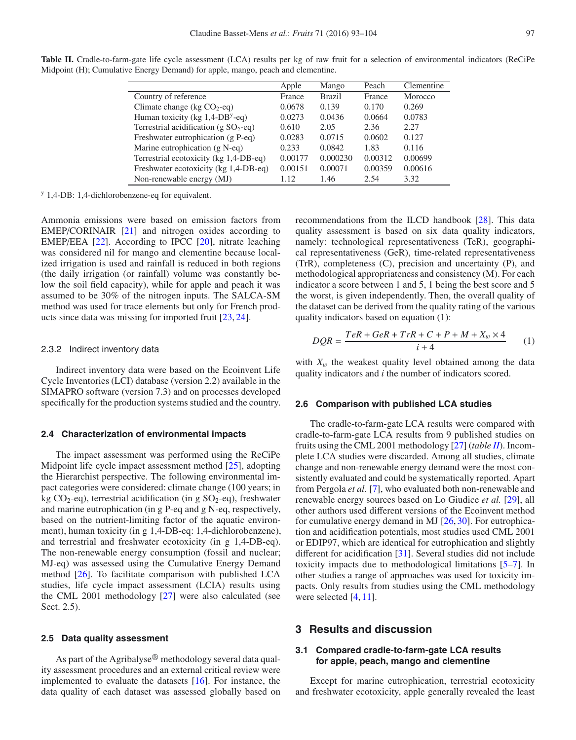**Table II.** Cradle-to-farm-gate life cycle assessment (LCA) results per kg of raw fruit for a selection of environmental indicators (ReCiPe Midpoint (H); Cumulative Energy Demand) for apple, mango, peach and clementine.

| | Apple | Mango | Peach | Clementine |
|---|---|---|---|---|
| Country of reference | France | Brazil | France | Morocco |
| Climate change (kg $CO_2$-eq) | 0.0678 | 0.139 | 0.170 | 0.269 |
| Human toxicity (kg 1,4-DB[y]-eq) | 0.0273 | 0.0436 | 0.0664 | 0.0783 |
| Terrestrial acidification (g $SO_2$-eq) | 0.610 | 2.05 | 2.36 | 2.27 |
| Freshwater eutrophication (g P-eq) | 0.0283 | 0.0715 | 0.0602 | 0.127 |
| Marine eutrophication (g N-eq) | 0.233 | 0.0842 | 1.83 | 0.116 |
| Terrestrial ecotoxicity (kg 1,4-DB-eq) | 0.00177 | 0.000230 | 0.00312 | 0.00699 |
| Freshwater ecotoxicity (kg 1,4-DB-eq) | 0.00151 | 0.00071 | 0.00359 | 0.00616 |
| Non-renewable energy (MJ) | 1.12 | 1.46 | 2.54 | 3.32 |

[y] 1,4-DB: 1,4-dichlorobenzene-eq for equivalent.

Ammonia emissions were based on emission factors from EMEP/CORINAIR [21] and nitrogen oxides according to EMEP/EEA [22]. According to IPCC [20], nitrate leaching was considered nil for mango and clementine because localized irrigation is used and rainfall is reduced in both regions (the daily irrigation (or rainfall) volume was constantly below the soil field capacity), while for apple and peach it was assumed to be 30% of the nitrogen inputs. The SALCA-SM method was used for trace elements but only for French products since data was missing for imported fruit [23, 24].

### 2.3.2 Indirect inventory data

Indirect inventory data were based on the Ecoinvent Life Cycle Inventories (LCI) database (version 2.2) available in the SIMAPRO software (version 7.3) and on processes developed specifically for the production systems studied and the country.

### 2.4 Characterization of environmental impacts

The impact assessment was performed using the ReCiPe Midpoint life cycle impact assessment method [25], adopting the Hierarchist perspective. The following environmental impact categories were considered: climate change (100 years; in kg $CO_2$-eq), terrestrial acidification (in g $SO_2$-eq), freshwater and marine eutrophication (in g P-eq and g N-eq, respectively, based on the nutrient-limiting factor of the aquatic environment), human toxicity (in g 1,4-DB-eq: 1,4-dichlorobenzene), and terrestrial and freshwater ecotoxicity (in g 1,4-DB-eq). The non-renewable energy consumption (fossil and nuclear; MJ-eq) was assessed using the Cumulative Energy Demand method [26]. To facilitate comparison with published LCA studies, life cycle impact assessment (LCIA) results using the CML 2001 methodology [27] were also calculated (see Sect. 2.5).

### 2.5 Data quality assessment

As part of the Agribalyse® methodology several data quality assessment procedures and an external critical review were implemented to evaluate the datasets [16]. For instance, the data quality of each dataset was assessed globally based on recommendations from the ILCD handbook [28]. This data quality assessment is based on six data quality indicators, namely: technological representativeness (TeR), geographical representativeness (GeR), time-related representativeness (TrR), completeness (C), precision and uncertainty (P), and methodological appropriateness and consistency (M). For each indicator a score between 1 and 5, 1 being the best score and 5 the worst, is given independently. Then, the overall quality of the dataset can be derived from the quality rating of the various quality indicators based on equation (1):

$$DQR = \frac{TeR + GeR + TrR + C + P + M + X_w \times 4}{i + 4} \quad (1)$$

with $X_w$ the weakest quality level obtained among the data quality indicators and $i$ the number of indicators scored.

### 2.6 Comparison with published LCA studies

The cradle-to-farm-gate LCA results were compared with cradle-to-farm-gate LCA results from 9 published studies on fruits using the CML 2001 methodology [27] (*table II*). Incomplete LCA studies were discarded. Among all studies, climate change and non-renewable energy demand were the most consistently evaluated and could be systematically reported. Apart from Pergola *et al.* [7], who evaluated both non-renewable and renewable energy sources based on Lo Giudice *et al.* [29], all other authors used different versions of the Ecoinvent method for cumulative energy demand in MJ [26, 30]. For eutrophication and acidification potentials, most studies used CML 2001 or EDIP97, which are identical for eutrophication and slightly different for acidification [31]. Several studies did not include toxicity impacts due to methodological limitations [5–7]. In other studies a range of approaches was used for toxicity impacts. Only results from studies using the CML methodology were selected [4, 11].

## 3 Results and discussion

### 3.1 Compared cradle-to-farm-gate LCA results for apple, peach, mango and clementine

Except for marine eutrophication, terrestrial ecotoxicity and freshwater ecotoxicity, apple generally revealed the least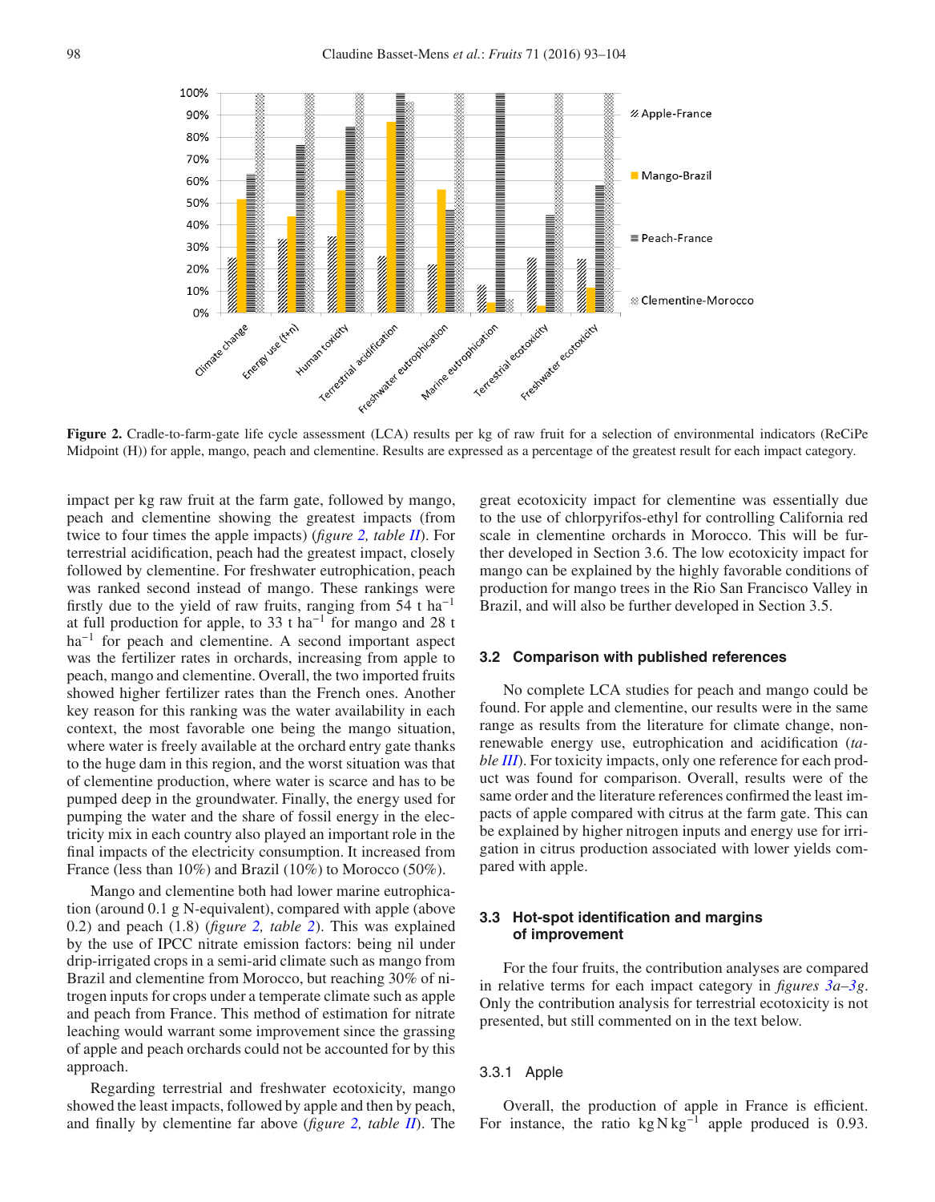**Figure 2.** Cradle-to-farm-gate life cycle assessment (LCA) results per kg of raw fruit for a selection of environmental indicators (ReCiPe Midpoint (H)) for apple, mango, peach and clementine. Results are expressed as a percentage of the greatest result for each impact category.

impact per kg raw fruit at the farm gate, followed by mango, peach and clementine showing the greatest impacts (from twice to four times the apple impacts) (*figure 2, table II*). For terrestrial acidification, peach had the greatest impact, closely followed by clementine. For freshwater eutrophication, peach was ranked second instead of mango. These rankings were firstly due to the yield of raw fruits, ranging from 54 t $ha^{-1}$ at full production for apple, to 33 t $ha^{-1}$ for mango and 28 t $ha^{-1}$ for peach and clementine. A second important aspect was the fertilizer rates in orchards, increasing from apple to peach, mango and clementine. Overall, the two imported fruits showed higher fertilizer rates than the French ones. Another key reason for this ranking was the water availability in each context, the most favorable one being the mango situation, where water is freely available at the orchard entry gate thanks to the huge dam in this region, and the worst situation was that of clementine production, where water is scarce and has to be pumped deep in the groundwater. Finally, the energy used for pumping the water and the share of fossil energy in the electricity mix in each country also played an important role in the final impacts of the electricity consumption. It increased from France (less than 10%) and Brazil (10%) to Morocco (50%).

Mango and clementine both had lower marine eutrophication (around 0.1 g N-equivalent), compared with apple (above 0.2) and peach (1.8) (*figure 2, table 2*). This was explained by the use of IPCC nitrate emission factors: being nil under drip-irrigated crops in a semi-arid climate such as mango from Brazil and clementine from Morocco, but reaching 30% of nitrogen inputs for crops under a temperate climate such as apple and peach from France. This method of estimation for nitrate leaching would warrant some improvement since the grassing of apple and peach orchards could not be accounted for by this approach.

Regarding terrestrial and freshwater ecotoxicity, mango showed the least impacts, followed by apple and then by peach, and finally by clementine far above (*figure 2, table II*). The great ecotoxicity impact for clementine was essentially due to the use of chlorpyrifos-ethyl for controlling California red scale in clementine orchards in Morocco. This will be further developed in Section 3.6. The low ecotoxicity impact for mango can be explained by the highly favorable conditions of production for mango trees in the Rio San Francisco Valley in Brazil, and will also be further developed in Section 3.5.

### 3.2 Comparison with published references

No complete LCA studies for peach and mango could be found. For apple and clementine, our results were in the same range as results from the literature for climate change, non-renewable energy use, eutrophication and acidification (*table III*). For toxicity impacts, only one reference for each product was found for comparison. Overall, results were of the same order and the literature references confirmed the least impacts of apple compared with citrus at the farm gate. This can be explained by higher nitrogen inputs and energy use for irrigation in citrus production associated with lower yields compared with apple.

### 3.3 Hot-spot identification and margins of improvement

For the four fruits, the contribution analyses are compared in relative terms for each impact category in *figures 3a–3g*. Only the contribution analysis for terrestrial ecotoxicity is not presented, but still commented on in the text below.

#### 3.3.1 Apple

Overall, the production of apple in France is efficient. For instance, the ratio kg N $kg^{-1}$ apple produced is 0.93.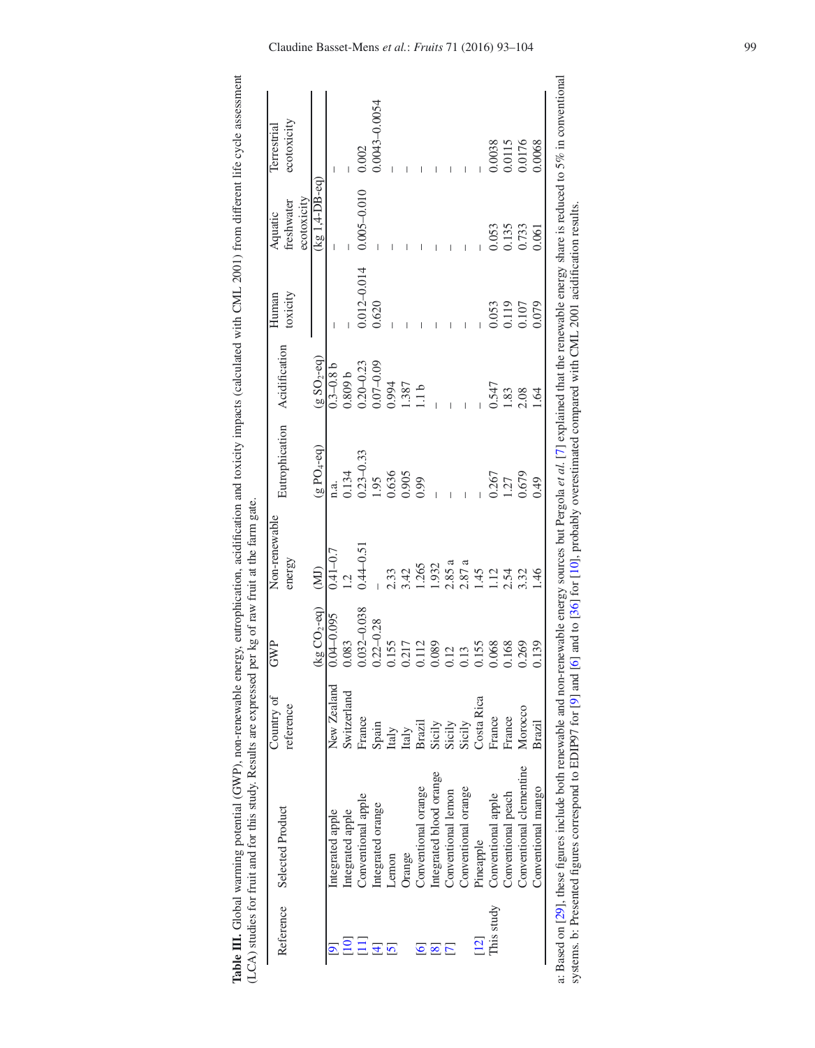**Table III.** Global warming potential (GWP), non-renewable energy, eutrophication, acidification and toxicity impacts (calculated with CML 2001) from different life cycle assessment (LCA) studies for fruit and for this study. Results are expressed per kg of raw fruit at the farm gate.

| Reference | Selected Product | Country of reference | GWP | Non-renewable energy | Eutrophication | Acidification | Human toxicity | Aquatic freshwater ecotoxicity | Terrestrial ecotoxicity |
|---|---|---|---|---|---|---|---|---|---|
| | | | (kg $CO_2$-eq) | (MJ) | (g $PO_4$-eq) | (g $SO_2$-eq) | (kg 1,4-DB-eq) | | |
| [9] | Integrated apple | New Zealand | 0.04–0.095 | 0.41–0.7 | n.a. | 0.3–0.8 b | – | – | – |
| [10] | Integrated apple | Switzerland | 0.083 | 1.2 | 0.134 | 0.809 b | – | – | – |
| [11] | Conventional apple | France | 0.032–0.038 | 0.44–0.51 | 0.23–0.33 | 0.20–0.23 | 0.012–0.014 | 0.005–0.010 | 0.002 |
| [4] | Integrated orange | Spain | 0.22–0.28 | – | 1.95 | 0.07–0.09 | 0.620 | – | 0.0043–0.0054 |
| [5] | Lemon | Italy | 0.155 | 2.33 | 0.636 | 0.994 | – | – | – |
| | Orange | Italy | 0.217 | 3.42 | 0.905 | 1.387 | – | – | – |
| [6] | Conventional orange | Brazil | 0.112 | 1.265 | 0.99 | 1.1 b | – | – | – |
| [8] | Integrated blood orange | Sicily | 0.089 | 1.932 | – | – | – | – | – |
| [7] | Conventional lemon | Sicily | 0.12 | 2.85 a | – | – | – | – | – |
| | Conventional orange | Sicily | 0.13 | 2.87 a | – | – | – | – | – |
| [12] | Pineapple | Costa Rica | 0.155 | 1.45 | – | – | – | – | – |
| This study | Conventional apple | France | 0.068 | 1.12 | 0.267 | 0.547 | 0.053 | 0.053 | 0.0038 |
| | Conventional peach | France | 0.168 | 2.54 | 1.27 | 1.83 | 0.119 | 0.135 | 0.0115 |
| | Conventional clementine | Morocco | 0.269 | 3.32 | 0.679 | 2.08 | 0.107 | 0.733 | 0.0176 |
| | Conventional mango | Brazil | 0.139 | 1.46 | 0.49 | 1.64 | 0.079 | 0.061 | 0.0068 |

a: Based on [29], these figures include both renewable and non-renewable energy sources but Pergola *et al.* [7] explained that the renewable energy share is reduced to 5% in conventional systems. b: Presented figures correspond to EDIP97 for [9] and [6] and to [36] for [10], probably overestimated compared with CML 2001 acidification results.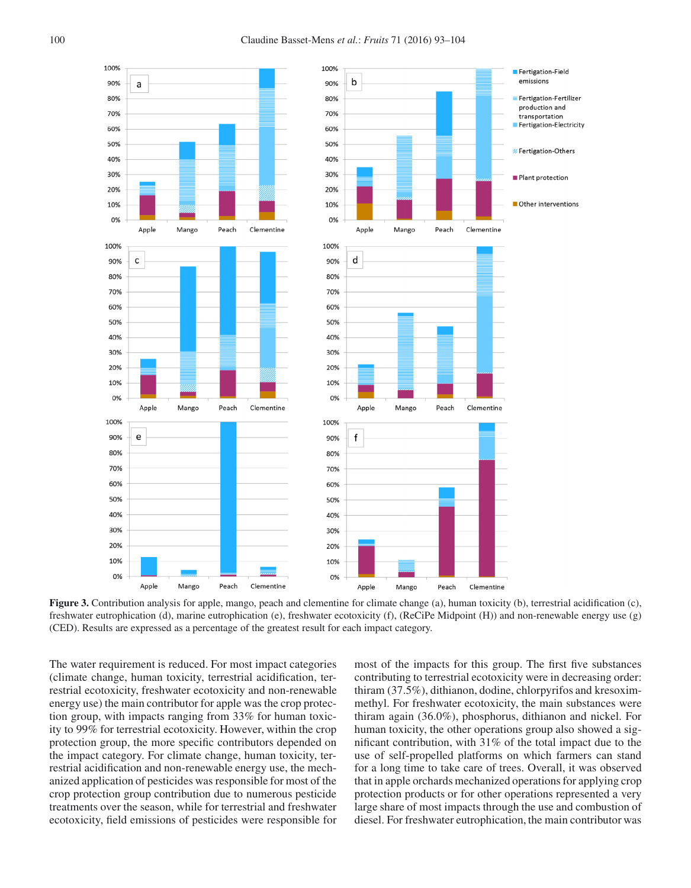**Figure 3.** Contribution analysis for apple, mango, peach and clementine for climate change (a), human toxicity (b), terrestrial acidification (c), freshwater eutrophication (d), marine eutrophication (e), freshwater ecotoxicity (f), (ReCiPe Midpoint (H)) and non-renewable energy use (g) (CED). Results are expressed as a percentage of the greatest result for each impact category.

The water requirement is reduced. For most impact categories (climate change, human toxicity, terrestrial acidification, terrestrial ecotoxicity, freshwater ecotoxicity and non-renewable energy use) the main contributor for apple was the crop protection group, with impacts ranging from 33% for human toxicity to 99% for terrestrial ecotoxicity. However, within the crop protection group, the more specific contributors depended on the impact category. For climate change, human toxicity, terrestrial acidification and non-renewable energy use, the mechanized application of pesticides was responsible for most of the crop protection group contribution due to numerous pesticide treatments over the season, while for terrestrial and freshwater ecotoxicity, field emissions of pesticides were responsible for most of the impacts for this group. The first five substances contributing to terrestrial ecotoxicity were in decreasing order: thiram (37.5%), dithianon, dodine, chlorpyrifos and kresoxim-methyl. For freshwater ecotoxicity, the main substances were thiram again (36.0%), phosphorus, dithianon and nickel. For human toxicity, the other operations group also showed a significant contribution, with 31% of the total impact due to the use of self-propelled platforms on which farmers can stand for a long time to take care of trees. Overall, it was observed that in apple orchards mechanized operations for applying crop protection products or for other operations represented a very large share of most impacts through the use and combustion of diesel. For freshwater eutrophication, the main contributor was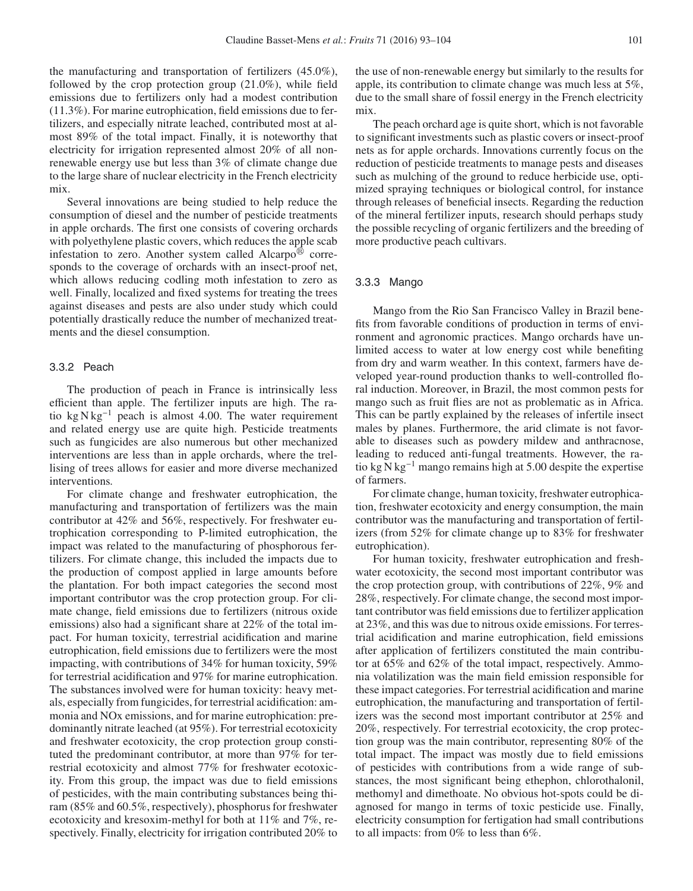the manufacturing and transportation of fertilizers (45.0%), followed by the crop protection group (21.0%), while field emissions due to fertilizers only had a modest contribution (11.3%). For marine eutrophication, field emissions due to fertilizers, and especially nitrate leached, contributed most at almost 89% of the total impact. Finally, it is noteworthy that electricity for irrigation represented almost 20% of all non-renewable energy use but less than 3% of climate change due to the large share of nuclear electricity in the French electricity mix.

Several innovations are being studied to help reduce the consumption of diesel and the number of pesticide treatments in apple orchards. The first one consists of covering orchards with polyethylene plastic covers, which reduces the apple scab infestation to zero. Another system called Alcarpo® corresponds to the coverage of orchards with an insect-proof net, which allows reducing codling moth infestation to zero as well. Finally, localized and fixed systems for treating the trees against diseases and pests are also under study which could potentially drastically reduce the number of mechanized treatments and the diesel consumption.

#### 3.3.2 Peach

The production of peach in France is intrinsically less efficient than apple. The fertilizer inputs are high. The ratio $kg\,N\,kg^{-1}$ peach is almost 4.00. The water requirement and related energy use are quite high. Pesticide treatments such as fungicides are also numerous but other mechanized interventions are less than in apple orchards, where the trellising of trees allows for easier and more diverse mechanized interventions.

For climate change and freshwater eutrophication, the manufacturing and transportation of fertilizers was the main contributor at 42% and 56%, respectively. For freshwater eutrophication corresponding to P-limited eutrophication, the impact was related to the manufacturing of phosphorous fertilizers. For climate change, this included the impacts due to the production of compost applied in large amounts before the plantation. For both impact categories the second most important contributor was the crop protection group. For climate change, field emissions due to fertilizers (nitrous oxide emissions) also had a significant share at 22% of the total impact. For human toxicity, terrestrial acidification and marine eutrophication, field emissions due to fertilizers were the most impacting, with contributions of 34% for human toxicity, 59% for terrestrial acidification and 97% for marine eutrophication. The substances involved were for human toxicity: heavy metals, especially from fungicides, for terrestrial acidification: ammonia and NOx emissions, and for marine eutrophication: predominantly nitrate leached (at 95%). For terrestrial ecotoxicity and freshwater ecotoxicity, the crop protection group constituted the predominant contributor, at more than 97% for terrestrial ecotoxicity and almost 77% for freshwater ecotoxicity. From this group, the impact was due to field emissions of pesticides, with the main contributing substances being thiram (85% and 60.5%, respectively), phosphorus for freshwater ecotoxicity and kresoxim-methyl for both at 11% and 7%, respectively. Finally, electricity for irrigation contributed 20% to the use of non-renewable energy but similarly to the results for apple, its contribution to climate change was much less at 5%, due to the small share of fossil energy in the French electricity mix.

The peach orchard age is quite short, which is not favorable to significant investments such as plastic covers or insect-proof nets as for apple orchards. Innovations currently focus on the reduction of pesticide treatments to manage pests and diseases such as mulching of the ground to reduce herbicide use, optimized spraying techniques or biological control, for instance through releases of beneficial insects. Regarding the reduction of the mineral fertilizer inputs, research should perhaps study the possible recycling of organic fertilizers and the breeding of more productive peach cultivars.

#### 3.3.3 Mango

Mango from the Rio San Francisco Valley in Brazil benefits from favorable conditions of production in terms of environment and agronomic practices. Mango orchards have unlimited access to water at low energy cost while benefiting from dry and warm weather. In this context, farmers have developed year-round production thanks to well-controlled floral induction. Moreover, in Brazil, the most common pests for mango such as fruit flies are not as problematic as in Africa. This can be partly explained by the releases of infertile insect males by planes. Furthermore, the arid climate is not favorable to diseases such as powdery mildew and anthracnose, leading to reduced anti-fungal treatments. However, the ratio $kg\,N\,kg^{-1}$ mango remains high at 5.00 despite the expertise of farmers.

For climate change, human toxicity, freshwater eutrophication, freshwater ecotoxicity and energy consumption, the main contributor was the manufacturing and transportation of fertilizers (from 52% for climate change up to 83% for freshwater eutrophication).

For human toxicity, freshwater eutrophication and freshwater ecotoxicity, the second most important contributor was the crop protection group, with contributions of 22%, 9% and 28%, respectively. For climate change, the second most important contributor was field emissions due to fertilizer application at 23%, and this was due to nitrous oxide emissions. For terrestrial acidification and marine eutrophication, field emissions after application of fertilizers constituted the main contributor at 65% and 62% of the total impact, respectively. Ammonia volatilization was the main field emission responsible for these impact categories. For terrestrial acidification and marine eutrophication, the manufacturing and transportation of fertilizers was the second most important contributor at 25% and 20%, respectively. For terrestrial ecotoxicity, the crop protection group was the main contributor, representing 80% of the total impact. The impact was mostly due to field emissions of pesticides with contributions from a wide range of substances, the most significant being ethephon, chlorothalonil, methomyl and dimethoate. No obvious hot-spots could be diagnosed for mango in terms of toxic pesticide use. Finally, electricity consumption for fertigation had small contributions to all impacts: from 0% to less than 6%.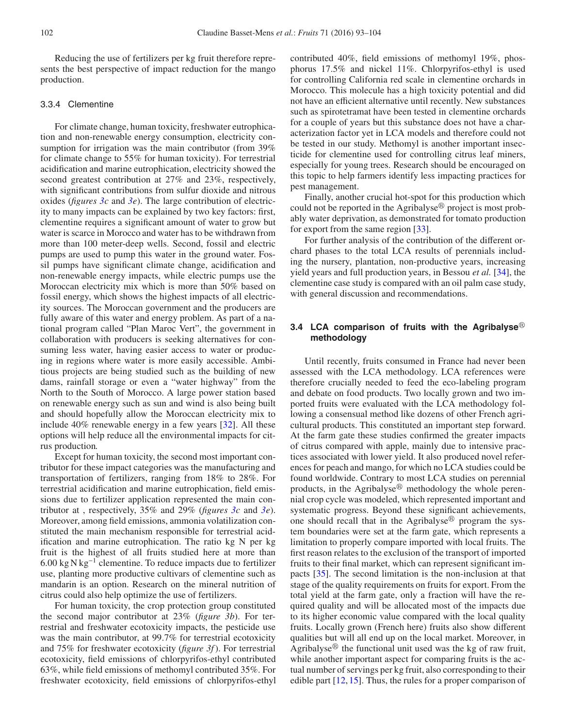Reducing the use of fertilizers per kg fruit therefore represents the best perspective of impact reduction for the mango production.

### 3.3.4 Clementine

For climate change, human toxicity, freshwater eutrophication and non-renewable energy consumption, electricity consumption for irrigation was the main contributor (from 39% for climate change to 55% for human toxicity). For terrestrial acidification and marine eutrophication, electricity showed the second greatest contribution at 27% and 23%, respectively, with significant contributions from sulfur dioxide and nitrous oxides (*figures 3c* and *3e*). The large contribution of electricity to many impacts can be explained by two key factors: first, clementine requires a significant amount of water to grow but water is scarce in Morocco and water has to be withdrawn from more than 100 meter-deep wells. Second, fossil and electric pumps are used to pump this water in the ground water. Fossil pumps have significant climate change, acidification and non-renewable energy impacts, while electric pumps use the Moroccan electricity mix which is more than 50% based on fossil energy, which shows the highest impacts of all electricity sources. The Moroccan government and the producers are fully aware of this water and energy problem. As part of a national program called "Plan Maroc Vert", the government in collaboration with producers is seeking alternatives for consuming less water, having easier access to water or producing in regions where water is more easily accessible. Ambitious projects are being studied such as the building of new dams, rainfall storage or even a "water highway" from the North to the South of Morocco. A large power station based on renewable energy such as sun and wind is also being built and should hopefully allow the Moroccan electricity mix to include 40% renewable energy in a few years [32]. All these options will help reduce all the environmental impacts for citrus production.

Except for human toxicity, the second most important contributor for these impact categories was the manufacturing and transportation of fertilizers, ranging from 18% to 28%. For terrestrial acidification and marine eutrophication, field emissions due to fertilizer application represented the main contributor at , respectively, 35% and 29% (*figures 3c* and *3e*). Moreover, among field emissions, ammonia volatilization constituted the main mechanism responsible for terrestrial acidification and marine eutrophication. The ratio kg N per kg fruit is the highest of all fruits studied here at more than $6.00\ \mathrm{kg\,N\,kg^{-1}}$ clementine. To reduce impacts due to fertilizer use, planting more productive cultivars of clementine such as mandarin is an option. Research on the mineral nutrition of citrus could also help optimize the use of fertilizers.

For human toxicity, the crop protection group constituted the second major contributor at 23% (*figure 3b*). For terrestrial and freshwater ecotoxicity impacts, the pesticide use was the main contributor, at 99.7% for terrestrial ecotoxicity and 75% for freshwater ecotoxicity (*figure 3f*). For terrestrial ecotoxicity, field emissions of chlorpyrifos-ethyl contributed 63%, while field emissions of methomyl contributed 35%. For freshwater ecotoxicity, field emissions of chlorpyrifos-ethyl contributed 40%, field emissions of methomyl 19%, phosphorus 17.5% and nickel 11%. Chlorpyrifos-ethyl is used for controlling California red scale in clementine orchards in Morocco. This molecule has a high toxicity potential and did not have an efficient alternative until recently. New substances such as spirotetramat have been tested in clementine orchards for a couple of years but this substance does not have a characterization factor yet in LCA models and therefore could not be tested in our study. Methomyl is another important insecticide for clementine used for controlling citrus leaf miners, especially for young trees. Research should be encouraged on this topic to help farmers identify less impacting practices for pest management.

Finally, another crucial hot-spot for this production which could not be reported in the Agribalyse® project is most probably water deprivation, as demonstrated for tomato production for export from the same region [33].

For further analysis of the contribution of the different orchard phases to the total LCA results of perennials including the nursery, plantation, non-productive years, increasing yield years and full production years, in Bessou *et al.* [34], the clementine case study is compared with an oil palm case study, with general discussion and recommendations.

## 3.4 LCA comparison of fruits with the Agribalyse® methodology

Until recently, fruits consumed in France had never been assessed with the LCA methodology. LCA references were therefore crucially needed to feed the eco-labeling program and debate on food products. Two locally grown and two imported fruits were evaluated with the LCA methodology following a consensual method like dozens of other French agricultural products. This constituted an important step forward. At the farm gate these studies confirmed the greater impacts of citrus compared with apple, mainly due to intensive practices associated with lower yield. It also produced novel references for peach and mango, for which no LCA studies could be found worldwide. Contrary to most LCA studies on perennial products, in the Agribalyse® methodology the whole perennial crop cycle was modeled, which represented important and systematic progress. Beyond these significant achievements, one should recall that in the Agribalyse® program the system boundaries were set at the farm gate, which represents a limitation to properly compare imported with local fruits. The first reason relates to the exclusion of the transport of imported fruits to their final market, which can represent significant impacts [35]. The second limitation is the non-inclusion at that stage of the quality requirements on fruits for export. From the total yield at the farm gate, only a fraction will have the required quality and will be allocated most of the impacts due to its higher economic value compared with the local quality fruits. Locally grown (French here) fruits also show different qualities but will all end up on the local market. Moreover, in Agribalyse® the functional unit used was the kg of raw fruit, while another important aspect for comparing fruits is the actual number of servings per kg fruit, also corresponding to their edible part [12, 15]. Thus, the rules for a proper comparison of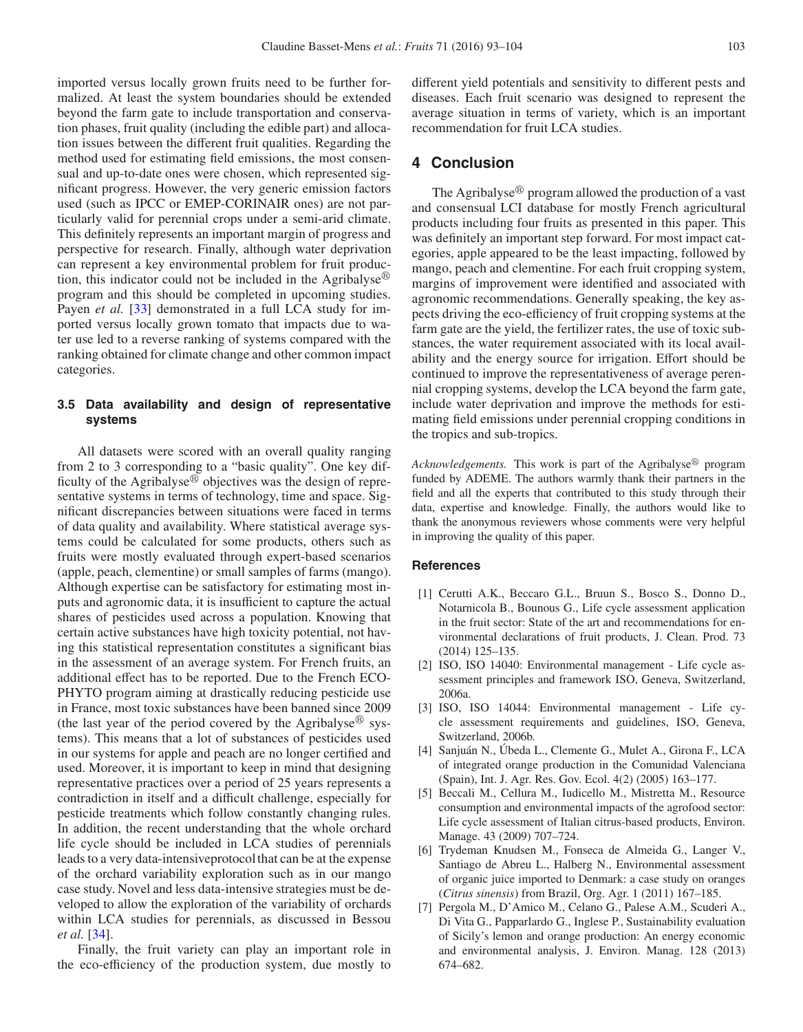imported versus locally grown fruits need to be further formalized. At least the system boundaries should be extended beyond the farm gate to include transportation and conservation phases, fruit quality (including the edible part) and allocation issues between the different fruit qualities. Regarding the method used for estimating field emissions, the most consensual and up-to-date ones were chosen, which represented significant progress. However, the very generic emission factors used (such as IPCC or EMEP-CORINAIR ones) are not particularly valid for perennial crops under a semi-arid climate. This definitely represents an important margin of progress and perspective for research. Finally, although water deprivation can represent a key environmental problem for fruit production, this indicator could not be included in the Agribalyse® program and this should be completed in upcoming studies. Payen *et al.* [33] demonstrated in a full LCA study for imported versus locally grown tomato that impacts due to water use led to a reverse ranking of systems compared with the ranking obtained for climate change and other common impact categories.

### 3.5 Data availability and design of representative systems

All datasets were scored with an overall quality ranging from 2 to 3 corresponding to a "basic quality". One key difficulty of the Agribalyse® objectives was the design of representative systems in terms of technology, time and space. Significant discrepancies between situations were faced in terms of data quality and availability. Where statistical average systems could be calculated for some products, others such as fruits were mostly evaluated through expert-based scenarios (apple, peach, clementine) or small samples of farms (mango). Although expertise can be satisfactory for estimating most inputs and agronomic data, it is insufficient to capture the actual shares of pesticides used across a population. Knowing that certain active substances have high toxicity potential, not having this statistical representation constitutes a significant bias in the assessment of an average system. For French fruits, an additional effect has to be reported. Due to the French ECO-PHYTO program aiming at drastically reducing pesticide use in France, most toxic substances have been banned since 2009 (the last year of the period covered by the Agribalyse® systems). This means that a lot of substances of pesticides used in our systems for apple and peach are no longer certified and used. Moreover, it is important to keep in mind that designing representative practices over a period of 25 years represents a contradiction in itself and a difficult challenge, especially for pesticide treatments which follow constantly changing rules. In addition, the recent understanding that the whole orchard life cycle should be included in LCA studies of perennials leads to a very data-intensiveprotocol that can be at the expense of the orchard variability exploration such as in our mango case study. Novel and less data-intensive strategies must be developed to allow the exploration of the variability of orchards within LCA studies for perennials, as discussed in Bessou *et al.* [34].

Finally, the fruit variety can play an important role in the eco-efficiency of the production system, due mostly to different yield potentials and sensitivity to different pests and diseases. Each fruit scenario was designed to represent the average situation in terms of variety, which is an important recommendation for fruit LCA studies.

## 4 Conclusion

The Agribalyse® program allowed the production of a vast and consensual LCI database for mostly French agricultural products including four fruits as presented in this paper. This was definitely an important step forward. For most impact categories, apple appeared to be the least impacting, followed by mango, peach and clementine. For each fruit cropping system, margins of improvement were identified and associated with agronomic recommendations. Generally speaking, the key aspects driving the eco-efficiency of fruit cropping systems at the farm gate are the yield, the fertilizer rates, the use of toxic substances, the water requirement associated with its local availability and the energy source for irrigation. Effort should be continued to improve the representativeness of average perennial cropping systems, develop the LCA beyond the farm gate, include water deprivation and improve the methods for estimating field emissions under perennial cropping conditions in the tropics and sub-tropics.

*Acknowledgements.* This work is part of the Agribalyse® program funded by ADEME. The authors warmly thank their partners in the field and all the experts that contributed to this study through their data, expertise and knowledge. Finally, the authors would like to thank the anonymous reviewers whose comments were very helpful in improving the quality of this paper.

## References

[1] Cerutti A.K., Beccaro G.L., Bruun S., Bosco S., Donno D., Notarnicola B., Bounous G., Life cycle assessment application in the fruit sector: State of the art and recommendations for environmental declarations of fruit products, J. Clean. Prod. 73 (2014) 125–135.

[2] ISO, ISO 14040: Environmental management - Life cycle assessment principles and framework ISO, Geneva, Switzerland, 2006a.

[3] ISO, ISO 14044: Environmental management - Life cycle assessment requirements and guidelines, ISO, Geneva, Switzerland, 2006b.

[4] Sanjuán N., Úbeda L., Clemente G., Mulet A., Girona F., LCA of integrated orange production in the Comunidad Valenciana (Spain), Int. J. Agr. Res. Gov. Ecol. 4(2) (2005) 163–177.

[5] Beccali M., Cellura M., Iudicello M., Mistretta M., Resource consumption and environmental impacts of the agrofood sector: Life cycle assessment of Italian citrus-based products, Environ. Manage. 43 (2009) 707–724.

[6] Trydeman Knudsen M., Fonseca de Almeida G., Langer V., Santiago de Abreu L., Halberg N., Environmental assessment of organic juice imported to Denmark: a case study on oranges (*Citrus sinensis*) from Brazil, Org. Agr. 1 (2011) 167–185.

[7] Pergola M., D'Amico M., Celano G., Palese A.M., Scuderi A., Di Vita G., Papparlardo G., Inglese P., Sustainability evaluation of Sicily's lemon and orange production: An energy economic and environmental analysis, J. Environ. Manag. 128 (2013) 674–682.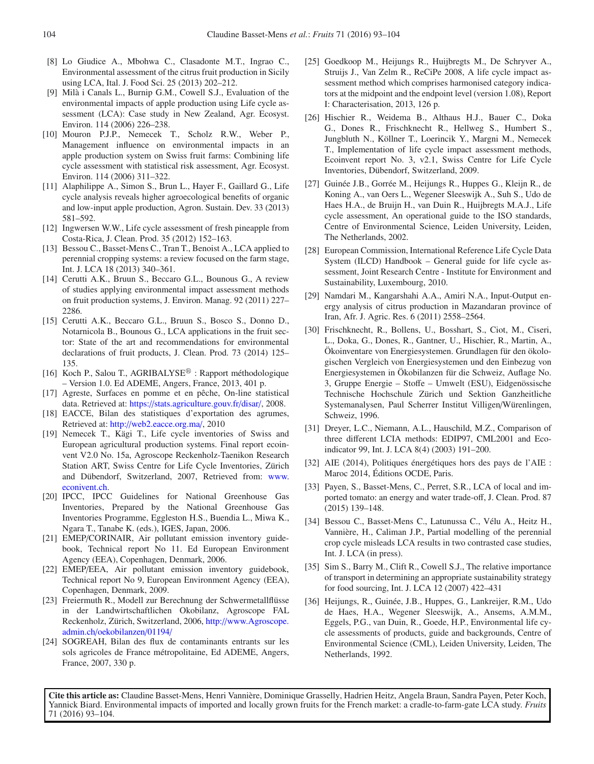[8] Lo Giudice A., Mbohwa C., Clasadonte M.T., Ingrao C., Environmental assessment of the citrus fruit production in Sicily using LCA, Ital. J. Food Sci. 25 (2013) 202–212.

[9] Milà i Canals L., Burnip G.M., Cowell S.J., Evaluation of the environmental impacts of apple production using Life cycle assessment (LCA): Case study in New Zealand, Agr. Ecosyst. Environ. 114 (2006) 226–238.

[10] Mouron P.J.P., Nemecek T., Scholz R.W., Weber P., Management influence on environmental impacts in an apple production system on Swiss fruit farms: Combining life cycle assessment with statistical risk assessment, Agr. Ecosyst. Environ. 114 (2006) 311–322.

[11] Alaphilippe A., Simon S., Brun L., Hayer F., Gaillard G., Life cycle analysis reveals higher agroecological benefits of organic and low-input apple production, Agron. Sustain. Dev. 33 (2013) 581–592.

[12] Ingwersen W.W., Life cycle assessment of fresh pineapple from Costa-Rica, J. Clean. Prod. 35 (2012) 152–163.

[13] Bessou C., Basset-Mens C., Tran T., Benoist A., LCA applied to perennial cropping systems: a review focused on the farm stage, Int. J. LCA 18 (2013) 340–361.

[14] Cerutti A.K., Bruun S., Beccaro G.L., Bounous G., A review of studies applying environmental impact assessment methods on fruit production systems, J. Environ. Manag. 92 (2011) 227–2286.

[15] Cerutti A.K., Beccaro G.L., Bruun S., Bosco S., Donno D., Notarnicola B., Bounous G., LCA applications in the fruit sector: State of the art and recommendations for environmental declarations of fruit products, J. Clean. Prod. 73 (2014) 125–135.

[16] Koch P., Salou T., AGRIBALYSE® : Rapport méthodologique – Version 1.0. Ed ADEME, Angers, France, 2013, 401 p.

[17] Agreste, Surfaces en pomme et en pêche, On-line statistical data. Retrieved at: https://stats.agriculture.gouv.fr/disar/, 2008.

[18] EACCE, Bilan des statistiques d'exportation des agrumes, Retrieved at: http://web2.eacce.org.ma/, 2010

[19] Nemecek T., Kägi T., Life cycle inventories of Swiss and European agricultural production systems. Final report ecoinvent V2.0 No. 15a, Agroscope Reckenholz-Taenikon Research Station ART, Swiss Centre for Life Cycle Inventories, Zürich and Dübendorf, Switzerland, 2007, Retrieved from: www.econivent.ch.

[20] IPCC, IPCC Guidelines for National Greenhouse Gas Inventories, Prepared by the National Greenhouse Gas Inventories Programme, Eggleston H.S., Buendia L., Miwa K., Ngara T., Tanabe K. (eds.), IGES, Japan, 2006.

[21] EMEP/CORINAIR, Air pollutant emission inventory guidebook, Technical report No 11. Ed European Environment Agency (EEA), Copenhagen, Denmark, 2006.

[22] EMEP/EEA, Air pollutant emission inventory guidebook, Technical report No 9, European Environment Agency (EEA), Copenhagen, Denmark, 2009.

[23] Freiermuth R., Modell zur Berechnung der Schwermetallflüsse in der Landwirtschaftlichen Okobilanz, Agroscope FAL Reckenholz, Zürich, Switzerland, 2006, http://www.Agroscope.admin.ch/oekobilanzen/01194/

[24] SOGREAH, Bilan des flux de contaminants entrants sur les sols agricoles de France métropolitaine, Ed ADEME, Angers, France, 2007, 330 p.

[25] Goedkoop M., Heijungs R., Huijbregts M., De Schryver A., Struijs J., Van Zelm R., ReCiPe 2008, A life cycle impact assessment method which comprises harmonised category indicators at the midpoint and the endpoint level (version 1.08), Report I: Characterisation, 2013, 126 p.

[26] Hischier R., Weidema B., Althaus H.J., Bauer C., Doka G., Dones R., Frischknecht R., Hellweg S., Humbert S., Jungbluth N., Köllner T., Loerincik Y., Margni M., Nemecek T., Implementation of life cycle impact assessment methods, Ecoinvent report No. 3, v2.1, Swiss Centre for Life Cycle Inventories, Dübendorf, Switzerland, 2009.

[27] Guinée J.B., Gorrée M., Heijungs R., Huppes G., Kleijn R., de Koning A., van Oers L., Wegener Sleeswijk A., Suh S., Udo de Haes H.A., de Bruijn H., van Duin R., Huijbregts M.A.J., Life cycle assessment, An operational guide to the ISO standards, Centre of Environmental Science, Leiden University, Leiden, The Netherlands, 2002.

[28] European Commission, International Reference Life Cycle Data System (ILCD) Handbook – General guide for life cycle assessment, Joint Research Centre - Institute for Environment and Sustainability, Luxembourg, 2010.

[29] Namdari M., Kangarshahi A.A., Amiri N.A., Input-Output energy analysis of citrus production in Mazandaran province of Iran, Afr. J. Agric. Res. 6 (2011) 2558–2564.

[30] Frischknecht, R., Bollens, U., Bosshart, S., Ciot, M., Ciseri, L., Doka, G., Dones, R., Gantner, U., Hischier, R., Martin, A., Ökoinventare von Energiesystemen. Grundlagen für den ökologischen Vergleich von Energiesystemen und den Einbezug von Energiesystemen in Ökobilanzen für die Schweiz, Auflage No. 3, Gruppe Energie – Stoffe – Umwelt (ESU), Eidgenössische Technische Hochschule Zürich und Sektion Ganzheitliche Systemanalysen, Paul Scherrer Institut Villigen/Würenlingen, Schweiz, 1996.

[31] Dreyer, L.C., Niemann, A.L., Hauschild, M.Z., Comparison of three different LCIA methods: EDIP97, CML2001 and Eco-indicator 99, Int. J. LCA 8(4) (2003) 191–200.

[32] AIE (2014), Politiques énergétiques hors des pays de l'AIE : Maroc 2014, Éditions OCDE, Paris.

[33] Payen, S., Basset-Mens, C., Perret, S.R., LCA of local and imported tomato: an energy and water trade-off, J. Clean. Prod. 87 (2015) 139–148.

[34] Bessou C., Basset-Mens C., Latunussa C., Vélu A., Heitz H., Vannière, H., Caliman J.P., Partial modelling of the perennial crop cycle misleads LCA results in two contrasted case studies, Int. J. LCA (in press).

[35] Sim S., Barry M., Clift R., Cowell S.J., The relative importance of transport in determining an appropriate sustainability strategy for food sourcing, Int. J. LCA 12 (2007) 422–431

[36] Heijungs, R., Guinée, J.B., Huppes, G., Lankreijer, R.M., Udo de Haes, H.A., Wegener Sleeswijk, A., Ansems, A.M.M., Eggels, P.G., van Duin, R., Goede, H.P., Environmental life cycle assessments of products, guide and backgrounds, Centre of Environmental Science (CML), Leiden University, Leiden, The Netherlands, 1992.

**Cite this article as:** Claudine Basset-Mens, Henri Vannière, Dominique Grasselly, Hadrien Heitz, Angela Braun, Sandra Payen, Peter Koch, Yannick Biard. Environmental impacts of imported and locally grown fruits for the French market: a cradle-to-farm-gate LCA study. *Fruits* 71 (2016) 93–104.